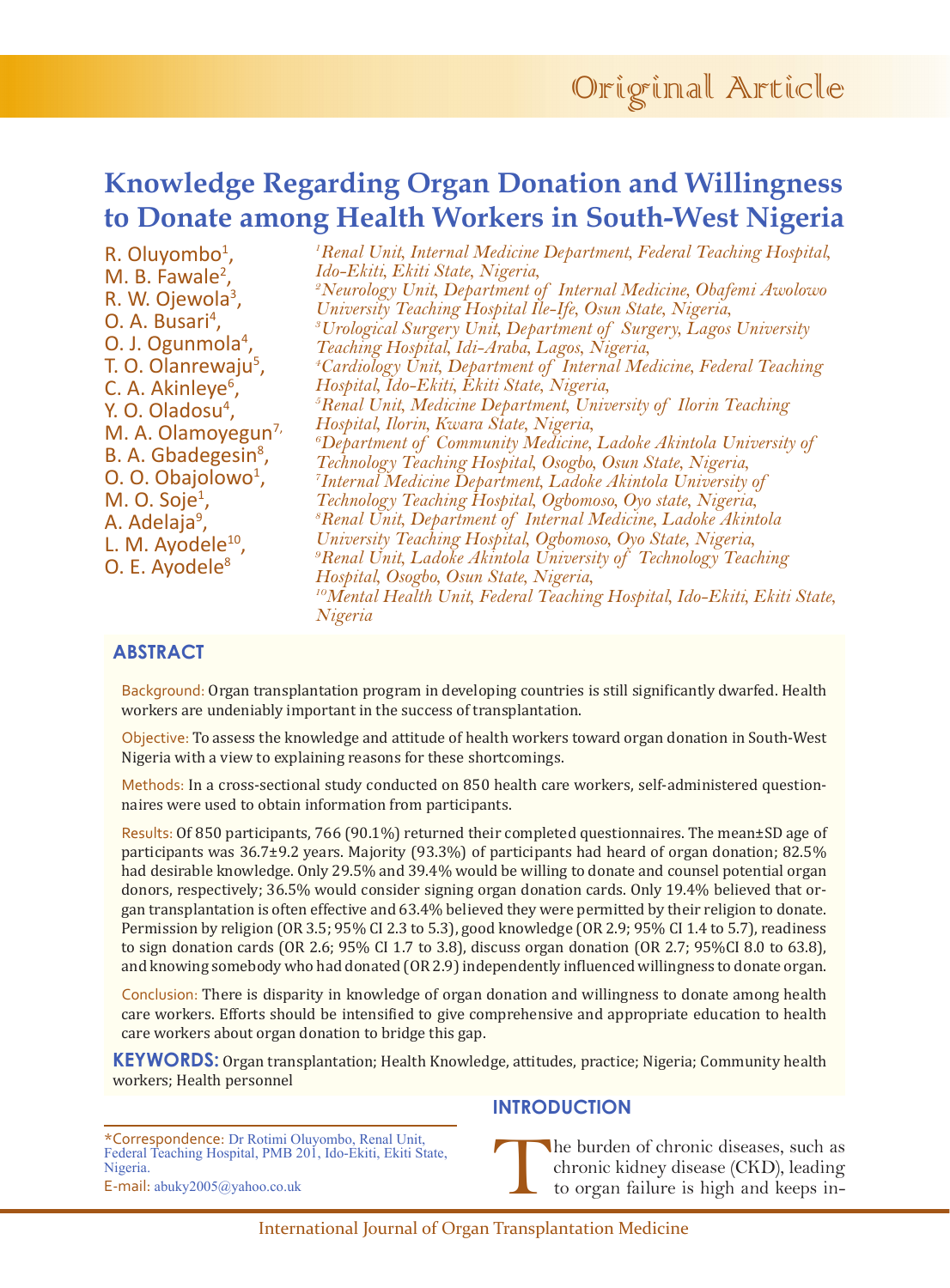Original Article

# Knowledge Regarding Organ Donation and Willingness to Donate among Health Workers in South-West Nigeria

R. Oluyombo[1], M. B. Fawale[2], R. W. Ojewola[3], O. A. Busari[4], O. J. Ogunmola[4], T. O. Olanrewaju[5], C. A. Akinleye[6], Y. O. Oladosu[4], M. A. Olamoyegun[7], B. A. Gbadegesin[8], O. O. Obajolowo[1], M. O. Soje[1], A. Adelaja[9], L. M. Ayodele[10], O. E. Ayodele[8]

*[1]Renal Unit, Internal Medicine Department, Federal Teaching Hospital, Ido-Ekiti, Ekiti State, Nigeria,*
*[2]Neurology Unit, Department of Internal Medicine, Obafemi Awolowo University Teaching Hospital Ile-Ife, Osun State, Nigeria,*
*[3]Urological Surgery Unit, Department of Surgery, Lagos University Teaching Hospital, Idi-Araba, Lagos, Nigeria,*
*[4]Cardiology Unit, Department of Internal Medicine, Federal Teaching Hospital, Ido-Ekiti, Ekiti State, Nigeria,*
*[5]Renal Unit, Medicine Department, University of Ilorin Teaching Hospital, Ilorin, Kwara State, Nigeria,*
*[6]Department of Community Medicine, Ladoke Akintola University of Technology Teaching Hospital, Osogbo, Osun State, Nigeria,*
*[7]Internal Medicine Department, Ladoke Akintola University of Technology Teaching Hospital, Ogbomoso, Oyo state, Nigeria,*
*[8]Renal Unit, Department of Internal Medicine, Ladoke Akintola University Teaching Hospital, Ogbomoso, Oyo State, Nigeria,*
*[9]Renal Unit, Ladoke Akintola University of Technology Teaching Hospital, Osogbo, Osun State, Nigeria,*
*[10]Mental Health Unit, Federal Teaching Hospital, Ido-Ekiti, Ekiti State, Nigeria*

## ABSTRACT

Background: Organ transplantation program in developing countries is still significantly dwarfed. Health workers are undeniably important in the success of transplantation.

Objective: To assess the knowledge and attitude of health workers toward organ donation in South-West Nigeria with a view to explaining reasons for these shortcomings.

Methods: In a cross-sectional study conducted on 850 health care workers, self-administered questionnaires were used to obtain information from participants.

Results: Of 850 participants, 766 (90.1%) returned their completed questionnaires. The mean±SD age of participants was 36.7±9.2 years. Majority (93.3%) of participants had heard of organ donation; 82.5% had desirable knowledge. Only 29.5% and 39.4% would be willing to donate and counsel potential organ donors, respectively; 36.5% would consider signing organ donation cards. Only 19.4% believed that organ transplantation is often effective and 63.4% believed they were permitted by their religion to donate. Permission by religion (OR 3.5; 95% CI 2.3 to 5.3), good knowledge (OR 2.9; 95% CI 1.4 to 5.7), readiness to sign donation cards (OR 2.6; 95% CI 1.7 to 3.8), discuss organ donation (OR 2.7; 95%CI 8.0 to 63.8), and knowing somebody who had donated (OR 2.9) independently influenced willingness to donate organ.

Conclusion: There is disparity in knowledge of organ donation and willingness to donate among health care workers. Efforts should be intensified to give comprehensive and appropriate education to health care workers about organ donation to bridge this gap.

**KEYWORDS:** Organ transplantation; Health Knowledge, attitudes, practice; Nigeria; Community health workers; Health personnel

*Correspondence: Dr Rotimi Oluyombo, Renal Unit, Federal Teaching Hospital, PMB 201, Ido-Ekiti, Ekiti State, Nigeria.
E-mail: abuky2005@yahoo.co.uk

## INTRODUCTION

The burden of chronic diseases, such as chronic kidney disease (CKD), leading to organ failure is high and keeps in-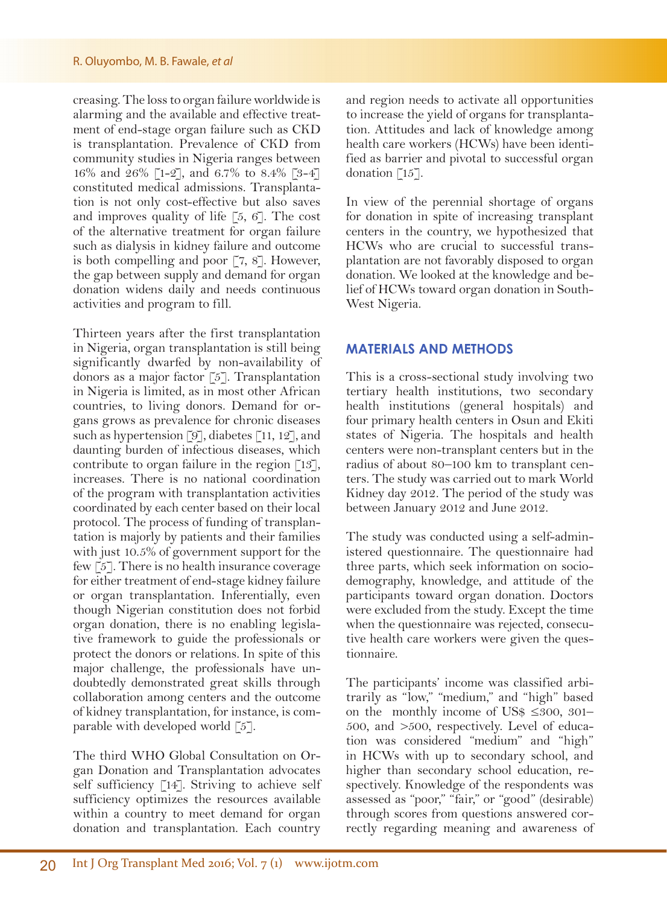creasing. The loss to organ failure worldwide is alarming and the available and effective treatment of end-stage organ failure such as CKD is transplantation. Prevalence of CKD from community studies in Nigeria ranges between 16% and 26% [1-2], and 6.7% to 8.4% [3-4] constituted medical admissions. Transplantation is not only cost-effective but also saves and improves quality of life [5, 6]. The cost of the alternative treatment for organ failure such as dialysis in kidney failure and outcome is both compelling and poor [7, 8]. However, the gap between supply and demand for organ donation widens daily and needs continuous activities and program to fill.

Thirteen years after the first transplantation in Nigeria, organ transplantation is still being significantly dwarfed by non-availability of donors as a major factor [5]. Transplantation in Nigeria is limited, as in most other African countries, to living donors. Demand for organs grows as prevalence for chronic diseases such as hypertension [9], diabetes [11, 12], and daunting burden of infectious diseases, which contribute to organ failure in the region [13], increases. There is no national coordination of the program with transplantation activities coordinated by each center based on their local protocol. The process of funding of transplantation is majorly by patients and their families with just 10.5% of government support for the few [5]. There is no health insurance coverage for either treatment of end-stage kidney failure or organ transplantation. Inferentially, even though Nigerian constitution does not forbid organ donation, there is no enabling legislative framework to guide the professionals or protect the donors or relations. In spite of this major challenge, the professionals have undoubtedly demonstrated great skills through collaboration among centers and the outcome of kidney transplantation, for instance, is comparable with developed world [5].

The third WHO Global Consultation on Organ Donation and Transplantation advocates self sufficiency [14]. Striving to achieve self sufficiency optimizes the resources available within a country to meet demand for organ donation and transplantation. Each country and region needs to activate all opportunities to increase the yield of organs for transplantation. Attitudes and lack of knowledge among health care workers (HCWs) have been identified as barrier and pivotal to successful organ donation [15].

In view of the perennial shortage of organs for donation in spite of increasing transplant centers in the country, we hypothesized that HCWs who are crucial to successful transplantation are not favorably disposed to organ donation. We looked at the knowledge and belief of HCWs toward organ donation in South-West Nigeria.

## MATERIALS AND METHODS

This is a cross-sectional study involving two tertiary health institutions, two secondary health institutions (general hospitals) and four primary health centers in Osun and Ekiti states of Nigeria. The hospitals and health centers were non-transplant centers but in the radius of about 80–100 km to transplant centers. The study was carried out to mark World Kidney day 2012. The period of the study was between January 2012 and June 2012.

The study was conducted using a self-administered questionnaire. The questionnaire had three parts, which seek information on socio-demography, knowledge, and attitude of the participants toward organ donation. Doctors were excluded from the study. Except the time when the questionnaire was rejected, consecutive health care workers were given the questionnaire.

The participants' income was classified arbitrarily as "low," "medium," and "high" based on the monthly income of US$ ≤300, 301–500, and >500, respectively. Level of education was considered "medium" and "high" in HCWs with up to secondary school, and higher than secondary school education, respectively. Knowledge of the respondents was assessed as "poor," "fair," or "good" (desirable) through scores from questions answered correctly regarding meaning and awareness of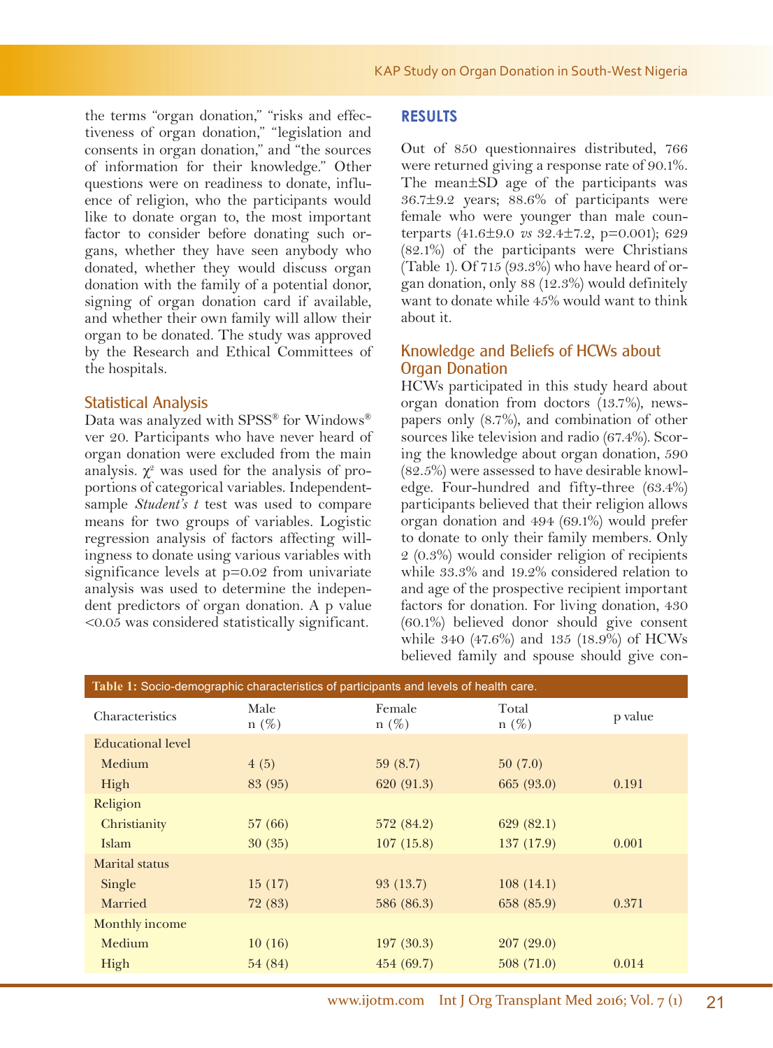the terms "organ donation," "risks and effectiveness of organ donation," "legislation and consents in organ donation," and "the sources of information for their knowledge." Other questions were on readiness to donate, influence of religion, who the participants would like to donate organ to, the most important factor to consider before donating such organs, whether they have seen anybody who donated, whether they would discuss organ donation with the family of a potential donor, signing of organ donation card if available, and whether their own family will allow their organ to be donated. The study was approved by the Research and Ethical Committees of the hospitals.

### Statistical Analysis

Data was analyzed with SPSS® for Windows® ver 20. Participants who have never heard of organ donation were excluded from the main analysis. $\chi^2$ was used for the analysis of proportions of categorical variables. Independent-sample *Student's t* test was used to compare means for two groups of variables. Logistic regression analysis of factors affecting willingness to donate using various variables with significance levels at p=0.02 from univariate analysis was used to determine the independent predictors of organ donation. A p value <0.05 was considered statistically significant.

## RESULTS

Out of 850 questionnaires distributed, 766 were returned giving a response rate of 90.1%. The mean±SD age of the participants was 36.7±9.2 years; 88.6% of participants were female who were younger than male counterparts (41.6±9.0 *vs* 32.4±7.2, p=0.001); 629 (82.1%) of the participants were Christians (Table 1). Of 715 (93.3%) who have heard of organ donation, only 88 (12.3%) would definitely want to donate while 45% would want to think about it.

### Knowledge and Beliefs of HCWs about Organ Donation

HCWs participated in this study heard about organ donation from doctors (13.7%), newspapers only (8.7%), and combination of other sources like television and radio (67.4%). Scoring the knowledge about organ donation, 590 (82.5%) were assessed to have desirable knowledge. Four-hundred and fifty-three (63.4%) participants believed that their religion allows organ donation and 494 (69.1%) would prefer to donate to only their family members. Only 2 (0.3%) would consider religion of recipients while 33.3% and 19.2% considered relation to and age of the prospective recipient important factors for donation. For living donation, 430 (60.1%) believed donor should give consent while 340 (47.6%) and 135 (18.9%) of HCWs believed family and spouse should give con-

**Table 1:** Socio-demographic characteristics of participants and levels of health care.

| Characteristics | Male n (%) | Female n (%) | Total n (%) | p value |
|---|---|---|---|---|
| Educational level | | | | |
| Medium | 4 (5) | 59 (8.7) | 50 (7.0) | |
| High | 83 (95) | 620 (91.3) | 665 (93.0) | 0.191 |
| Religion | | | | |
| Christianity | 57 (66) | 572 (84.2) | 629 (82.1) | |
| Islam | 30 (35) | 107 (15.8) | 137 (17.9) | 0.001 |
| Marital status | | | | |
| Single | 15 (17) | 93 (13.7) | 108 (14.1) | |
| Married | 72 (83) | 586 (86.3) | 658 (85.9) | 0.371 |
| Monthly income | | | | |
| Medium | 10 (16) | 197 (30.3) | 207 (29.0) | |
| High | 54 (84) | 454 (69.7) | 508 (71.0) | 0.014 |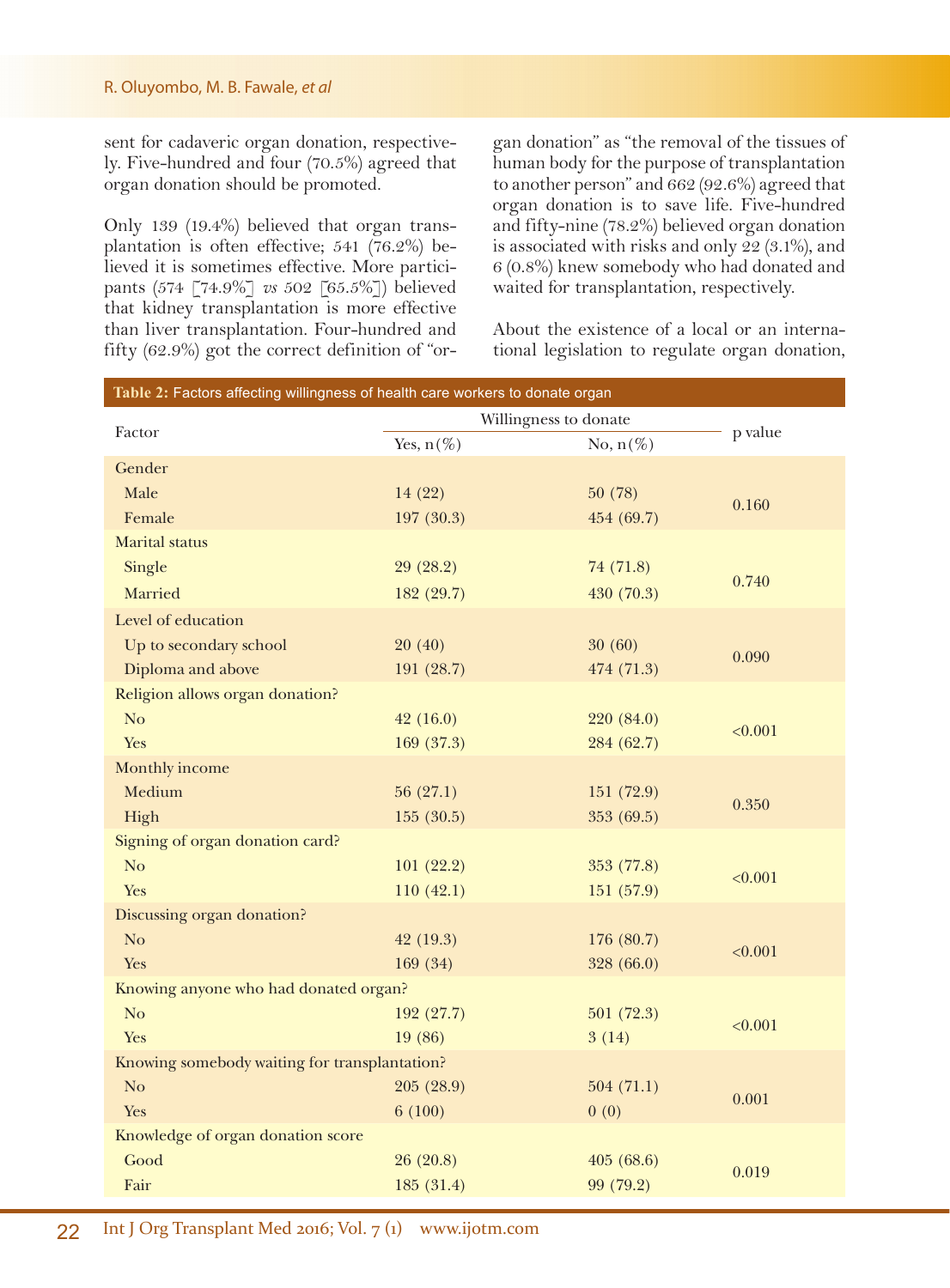sent for cadaveric organ donation, respectively. Five-hundred and four (70.5%) agreed that organ donation should be promoted.

Only 139 (19.4%) believed that organ transplantation is often effective; 541 (76.2%) believed it is sometimes effective. More participants (574 [74.9%] *vs* 502 [65.5%]) believed that kidney transplantation is more effective than liver transplantation. Four-hundred and fifty (62.9%) got the correct definition of "organ donation" as "the removal of the tissues of human body for the purpose of transplantation to another person" and 662 (92.6%) agreed that organ donation is to save life. Five-hundred and fifty-nine (78.2%) believed organ donation is associated with risks and only 22 (3.1%), and 6 (0.8%) knew somebody who had donated and waited for transplantation, respectively.

About the existence of a local or an international legislation to regulate organ donation,

**Table 2:** Factors affecting willingness of health care workers to donate organ

| Factor | Willingness to donate | | p value |
|---|---|---|---|
| | Yes, n(%) | No, n(%) | |
| **Gender** | | | |
| Male | 14 (22) | 50 (78) | 0.160 |
| Female | 197 (30.3) | 454 (69.7) | |
| **Marital status** | | | |
| Single | 29 (28.2) | 74 (71.8) | 0.740 |
| Married | 182 (29.7) | 430 (70.3) | |
| **Level of education** | | | |
| Up to secondary school | 20 (40) | 30 (60) | 0.090 |
| Diploma and above | 191 (28.7) | 474 (71.3) | |
| **Religion allows organ donation?** | | | |
| No | 42 (16.0) | 220 (84.0) | <0.001 |
| Yes | 169 (37.3) | 284 (62.7) | |
| **Monthly income** | | | |
| Medium | 56 (27.1) | 151 (72.9) | 0.350 |
| High | 155 (30.5) | 353 (69.5) | |
| **Signing of organ donation card?** | | | |
| No | 101 (22.2) | 353 (77.8) | <0.001 |
| Yes | 110 (42.1) | 151 (57.9) | |
| **Discussing organ donation?** | | | |
| No | 42 (19.3) | 176 (80.7) | <0.001 |
| Yes | 169 (34) | 328 (66.0) | |
| **Knowing anyone who had donated organ?** | | | |
| No | 192 (27.7) | 501 (72.3) | <0.001 |
| Yes | 19 (86) | 3 (14) | |
| **Knowing somebody waiting for transplantation?** | | | |
| No | 205 (28.9) | 504 (71.1) | 0.001 |
| Yes | 6 (100) | 0 (0) | |
| **Knowledge of organ donation score** | | | |
| Good | 26 (20.8) | 405 (68.6) | 0.019 |
| Fair | 185 (31.4) | 99 (79.2) | |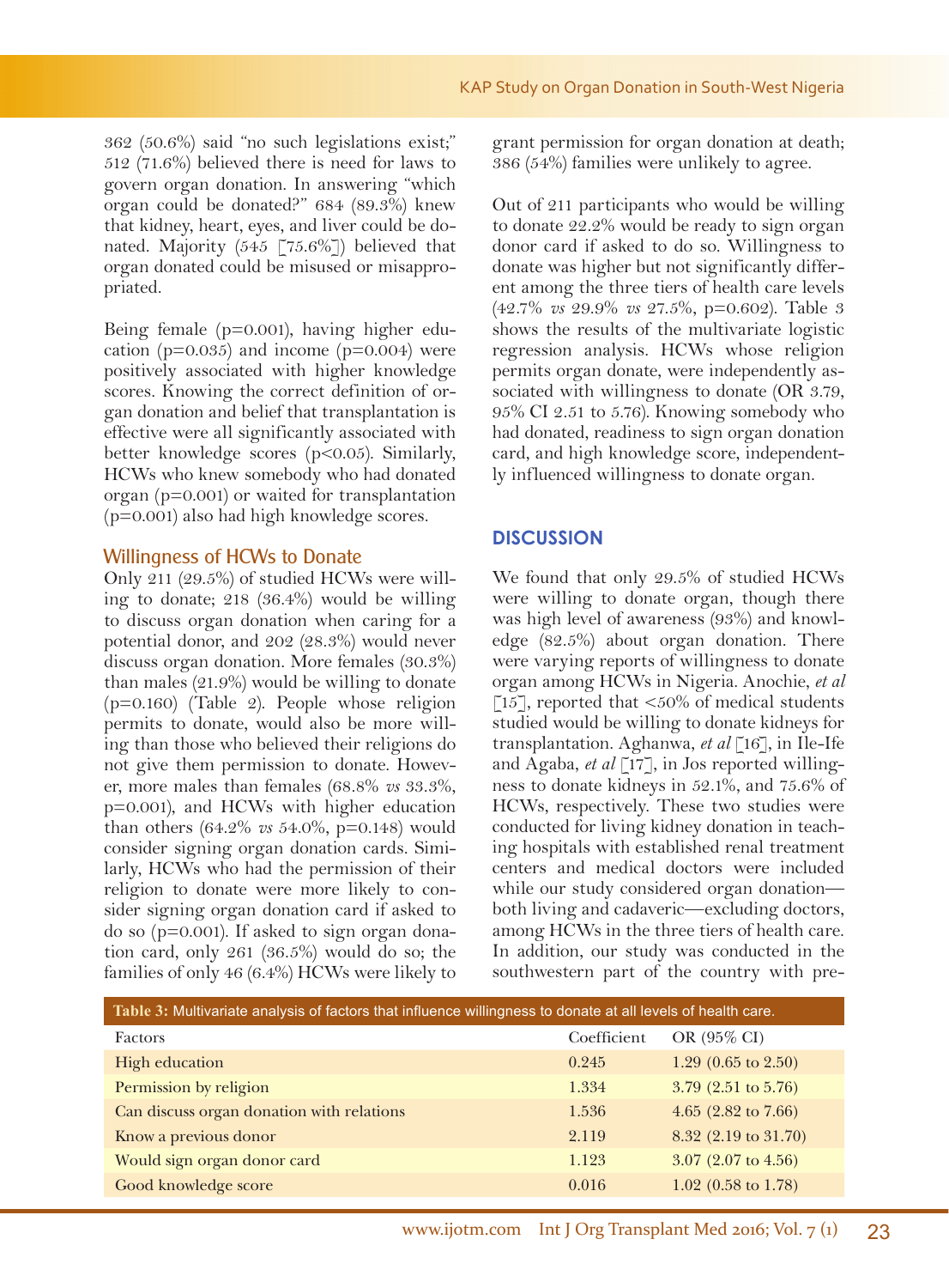362 (50.6%) said "no such legislations exist;" 512 (71.6%) believed there is need for laws to govern organ donation. In answering "which organ could be donated?" 684 (89.3%) knew that kidney, heart, eyes, and liver could be donated. Majority (545 [75.6%]) believed that organ donated could be misused or misappropriated.

Being female ($p=0.001$), having higher education ($p=0.035$) and income ($p=0.004$) were positively associated with higher knowledge scores. Knowing the correct definition of organ donation and belief that transplantation is effective were all significantly associated with better knowledge scores ($p<0.05$). Similarly, HCWs who knew somebody who had donated organ ($p=0.001$) or waited for transplantation ($p=0.001$) also had high knowledge scores.

### Willingness of HCWs to Donate

Only 211 (29.5%) of studied HCWs were willing to donate; 218 (36.4%) would be willing to discuss organ donation when caring for a potential donor, and 202 (28.3%) would never discuss organ donation. More females (30.3%) than males (21.9%) would be willing to donate ($p=0.160$) (Table 2). People whose religion permits to donate, would also be more willing than those who believed their religions do not give them permission to donate. However, more males than females (68.8% *vs* 33.3%, $p=0.001$), and HCWs with higher education than others (64.2% *vs* 54.0%, $p=0.148$) would consider signing organ donation cards. Similarly, HCWs who had the permission of their religion to donate were more likely to consider signing organ donation card if asked to do so ($p=0.001$). If asked to sign organ donation card, only 261 (36.5%) would do so; the families of only 46 (6.4%) HCWs were likely to grant permission for organ donation at death; 386 (54%) families were unlikely to agree.

Out of 211 participants who would be willing to donate 22.2% would be ready to sign organ donor card if asked to do so. Willingness to donate was higher but not significantly different among the three tiers of health care levels (42.7% *vs* 29.9% *vs* 27.5%, $p=0.602$). Table 3 shows the results of the multivariate logistic regression analysis. HCWs whose religion permits organ donate, were independently associated with willingness to donate (OR 3.79, 95% CI 2.51 to 5.76). Knowing somebody who had donated, readiness to sign organ donation card, and high knowledge score, independently influenced willingness to donate organ.

## DISCUSSION

We found that only 29.5% of studied HCWs were willing to donate organ, though there was high level of awareness (93%) and knowledge (82.5%) about organ donation. There were varying reports of willingness to donate organ among HCWs in Nigeria. Anochie, *et al* [15], reported that <50% of medical students studied would be willing to donate kidneys for transplantation. Aghanwa, *et al* [16], in Ile-Ife and Agaba, *et al* [17], in Jos reported willingness to donate kidneys in 52.1%, and 75.6% of HCWs, respectively. These two studies were conducted for living kidney donation in teaching hospitals with established renal treatment centers and medical doctors were included while our study considered organ donation—both living and cadaveric—excluding doctors, among HCWs in the three tiers of health care. In addition, our study was conducted in the southwestern part of the country with pre-

**Table 3:** Multivariate analysis of factors that influence willingness to donate at all levels of health care.

| Factors | Coefficient | OR (95% CI) |
|---|---|---|
| High education | 0.245 | 1.29 (0.65 to 2.50) |
| Permission by religion | 1.334 | 3.79 (2.51 to 5.76) |
| Can discuss organ donation with relations | 1.536 | 4.65 (2.82 to 7.66) |
| Know a previous donor | 2.119 | 8.32 (2.19 to 31.70) |
| Would sign organ donor card | 1.123 | 3.07 (2.07 to 4.56) |
| Good knowledge score | 0.016 | 1.02 (0.58 to 1.78) |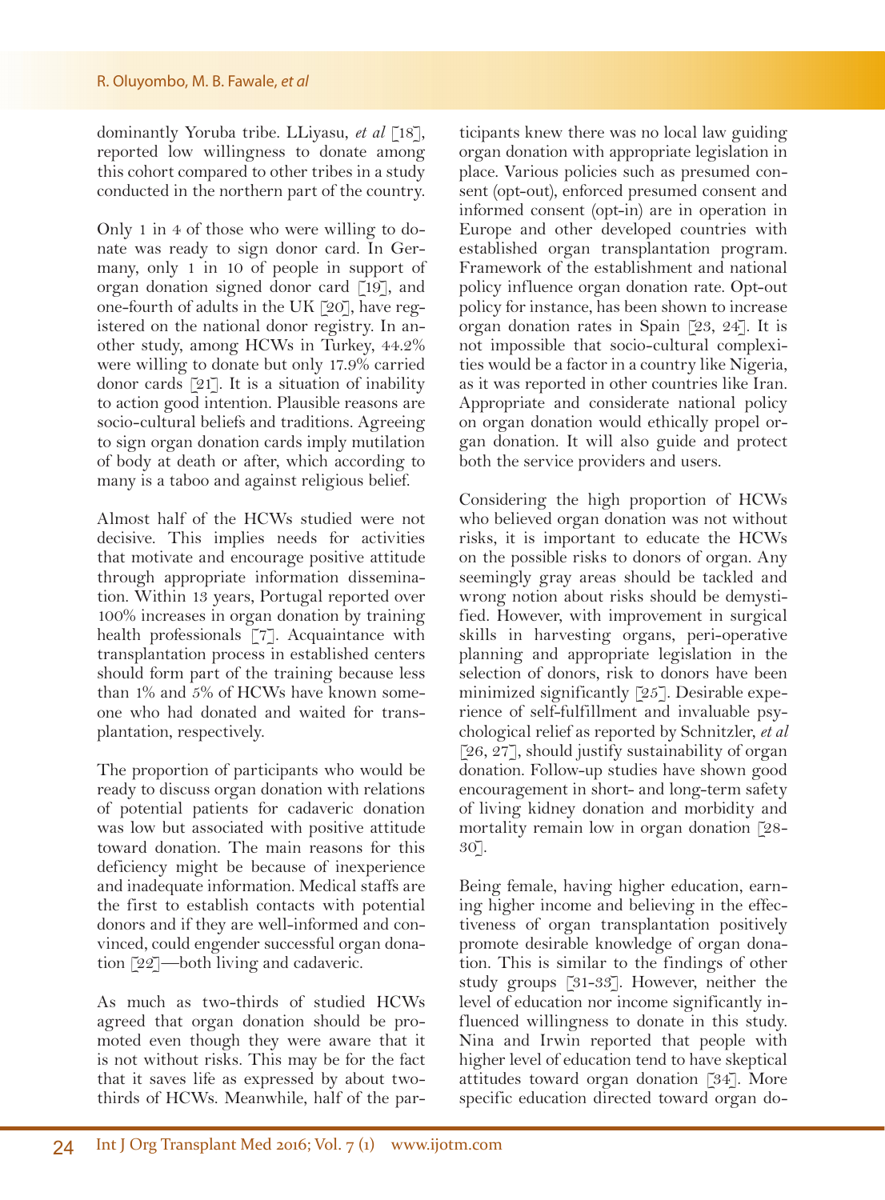dominantly Yoruba tribe. LLiyasu, *et al* [18], reported low willingness to donate among this cohort compared to other tribes in a study conducted in the northern part of the country.

Only 1 in 4 of those who were willing to donate was ready to sign donor card. In Germany, only 1 in 10 of people in support of organ donation signed donor card [19], and one-fourth of adults in the UK [20], have registered on the national donor registry. In another study, among HCWs in Turkey, 44.2% were willing to donate but only 17.9% carried donor cards [21]. It is a situation of inability to action good intention. Plausible reasons are socio-cultural beliefs and traditions. Agreeing to sign organ donation cards imply mutilation of body at death or after, which according to many is a taboo and against religious belief.

Almost half of the HCWs studied were not decisive. This implies needs for activities that motivate and encourage positive attitude through appropriate information dissemination. Within 13 years, Portugal reported over 100% increases in organ donation by training health professionals [7]. Acquaintance with transplantation process in established centers should form part of the training because less than 1% and 5% of HCWs have known someone who had donated and waited for transplantation, respectively.

The proportion of participants who would be ready to discuss organ donation with relations of potential patients for cadaveric donation was low but associated with positive attitude toward donation. The main reasons for this deficiency might be because of inexperience and inadequate information. Medical staffs are the first to establish contacts with potential donors and if they are well-informed and convinced, could engender successful organ donation [22]—both living and cadaveric.

As much as two-thirds of studied HCWs agreed that organ donation should be promoted even though they were aware that it is not without risks. This may be for the fact that it saves life as expressed by about two-thirds of HCWs. Meanwhile, half of the participants knew there was no local law guiding organ donation with appropriate legislation in place. Various policies such as presumed consent (opt-out), enforced presumed consent and informed consent (opt-in) are in operation in Europe and other developed countries with established organ transplantation program. Framework of the establishment and national policy influence organ donation rate. Opt-out policy for instance, has been shown to increase organ donation rates in Spain [23, 24]. It is not impossible that socio-cultural complexities would be a factor in a country like Nigeria, as it was reported in other countries like Iran. Appropriate and considerate national policy on organ donation would ethically propel organ donation. It will also guide and protect both the service providers and users.

Considering the high proportion of HCWs who believed organ donation was not without risks, it is important to educate the HCWs on the possible risks to donors of organ. Any seemingly gray areas should be tackled and wrong notion about risks should be demystified. However, with improvement in surgical skills in harvesting organs, peri-operative planning and appropriate legislation in the selection of donors, risk to donors have been minimized significantly [25]. Desirable experience of self-fulfillment and invaluable psychological relief as reported by Schnitzler, *et al* [26, 27], should justify sustainability of organ donation. Follow-up studies have shown good encouragement in short- and long-term safety of living kidney donation and morbidity and mortality remain low in organ donation [28-30].

Being female, having higher education, earning higher income and believing in the effectiveness of organ transplantation positively promote desirable knowledge of organ donation. This is similar to the findings of other study groups [31-33]. However, neither the level of education nor income significantly influenced willingness to donate in this study. Nina and Irwin reported that people with higher level of education tend to have skeptical attitudes toward organ donation [34]. More specific education directed toward organ do-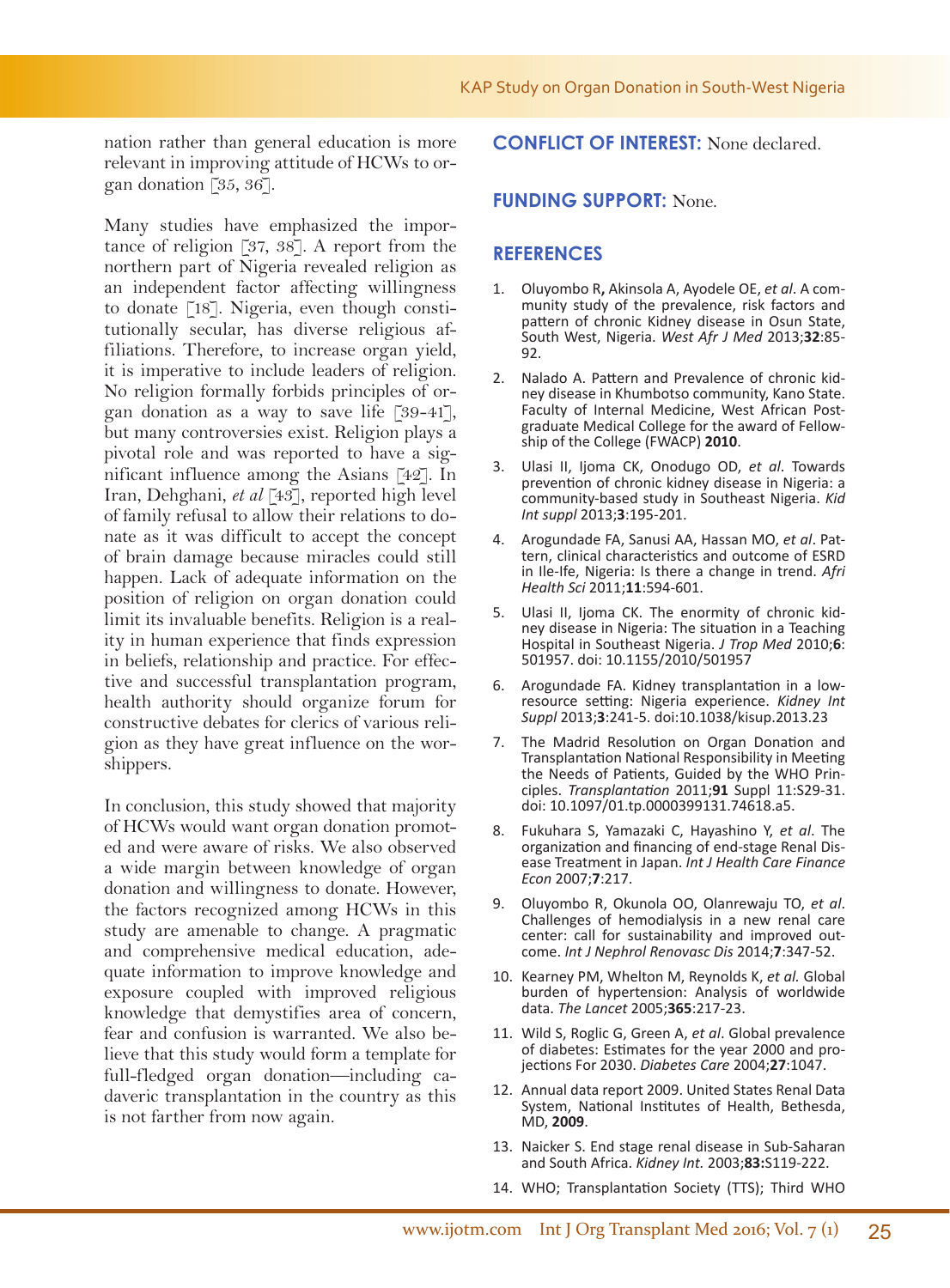nation rather than general education is more relevant in improving attitude of HCWs to organ donation [35, 36].

Many studies have emphasized the importance of religion [37, 38]. A report from the northern part of Nigeria revealed religion as an independent factor affecting willingness to donate [18]. Nigeria, even though constitutionally secular, has diverse religious affiliations. Therefore, to increase organ yield, it is imperative to include leaders of religion. No religion formally forbids principles of organ donation as a way to save life [39-41], but many controversies exist. Religion plays a pivotal role and was reported to have a significant influence among the Asians [42]. In Iran, Dehghani, *et al* [43], reported high level of family refusal to allow their relations to donate as it was difficult to accept the concept of brain damage because miracles could still happen. Lack of adequate information on the position of religion on organ donation could limit its invaluable benefits. Religion is a reality in human experience that finds expression in beliefs, relationship and practice. For effective and successful transplantation program, health authority should organize forum for constructive debates for clerics of various religion as they have great influence on the worshippers.

In conclusion, this study showed that majority of HCWs would want organ donation promoted and were aware of risks. We also observed a wide margin between knowledge of organ donation and willingness to donate. However, the factors recognized among HCWs in this study are amenable to change. A pragmatic and comprehensive medical education, adequate information to improve knowledge and exposure coupled with improved religious knowledge that demystifies area of concern, fear and confusion is warranted. We also believe that this study would form a template for full-fledged organ donation—including cadaveric transplantation in the country as this is not farther from now again.

## CONFLICT OF INTEREST: None declared.

## FUNDING SUPPORT: None.

## REFERENCES

1. Oluyombo R**,** Akinsola A, Ayodele OE, *et al*. A community study of the prevalence, risk factors and pattern of chronic Kidney disease in Osun State, South West, Nigeria. *West Afr J Med* 2013;**32**:85-92.
2. Nalado A. Pattern and Prevalence of chronic kidney disease in Khumbotso community, Kano State. Faculty of Internal Medicine, West African Postgraduate Medical College for the award of Fellowship of the College (FWACP) **2010**.
3. Ulasi II, Ijoma CK, Onodugo OD, *et al*. Towards prevention of chronic kidney disease in Nigeria: a community-based study in Southeast Nigeria. *Kid Int suppl* 2013;**3**:195-201.
4. Arogundade FA, Sanusi AA, Hassan MO, *et al*. Pattern, clinical characteristics and outcome of ESRD in Ile-Ife, Nigeria: Is there a change in trend. *Afri Health Sci* 2011;**11**:594-601.
5. Ulasi II, Ijoma CK. The enormity of chronic kidney disease in Nigeria: The situation in a Teaching Hospital in Southeast Nigeria. *J Trop Med* 2010;**6**: 501957. doi: 10.1155/2010/501957
6. Arogundade FA. Kidney transplantation in a low-resource setting: Nigeria experience. *Kidney Int Suppl* 2013;**3**:241-5. doi:10.1038/kisup.2013.23
7. The Madrid Resolution on Organ Donation and Transplantation National Responsibility in Meeting the Needs of Patients, Guided by the WHO Principles. *Transplantation* 2011;**91** Suppl 11:S29-31. doi: 10.1097/01.tp.0000399131.74618.a5.
8. Fukuhara S, Yamazaki C, Hayashino Y, *et al*. The organization and financing of end-stage Renal Disease Treatment in Japan. *Int J Health Care Finance Econ* 2007;**7**:217.
9. Oluyombo R, Okunola OO, Olanrewaju TO, *et al*. Challenges of hemodialysis in a new renal care center: call for sustainability and improved outcome. *Int J Nephrol Renovasc Dis* 2014;**7**:347-52.
10. Kearney PM, Whelton M, Reynolds K, *et al.* Global burden of hypertension: Analysis of worldwide data. *The Lancet* 2005;**365**:217-23.
11. Wild S, Roglic G, Green A, *et al*. Global prevalence of diabetes: Estimates for the year 2000 and projections For 2030. *Diabetes Care* 2004;**27**:1047.
12. Annual data report 2009. United States Renal Data System, National Institutes of Health, Bethesda, MD, **2009**.
13. Naicker S. End stage renal disease in Sub-Saharan and South Africa. *Kidney Int.* 2003;**83:**S119-222.
14. WHO; Transplantation Society (TTS); Third WHO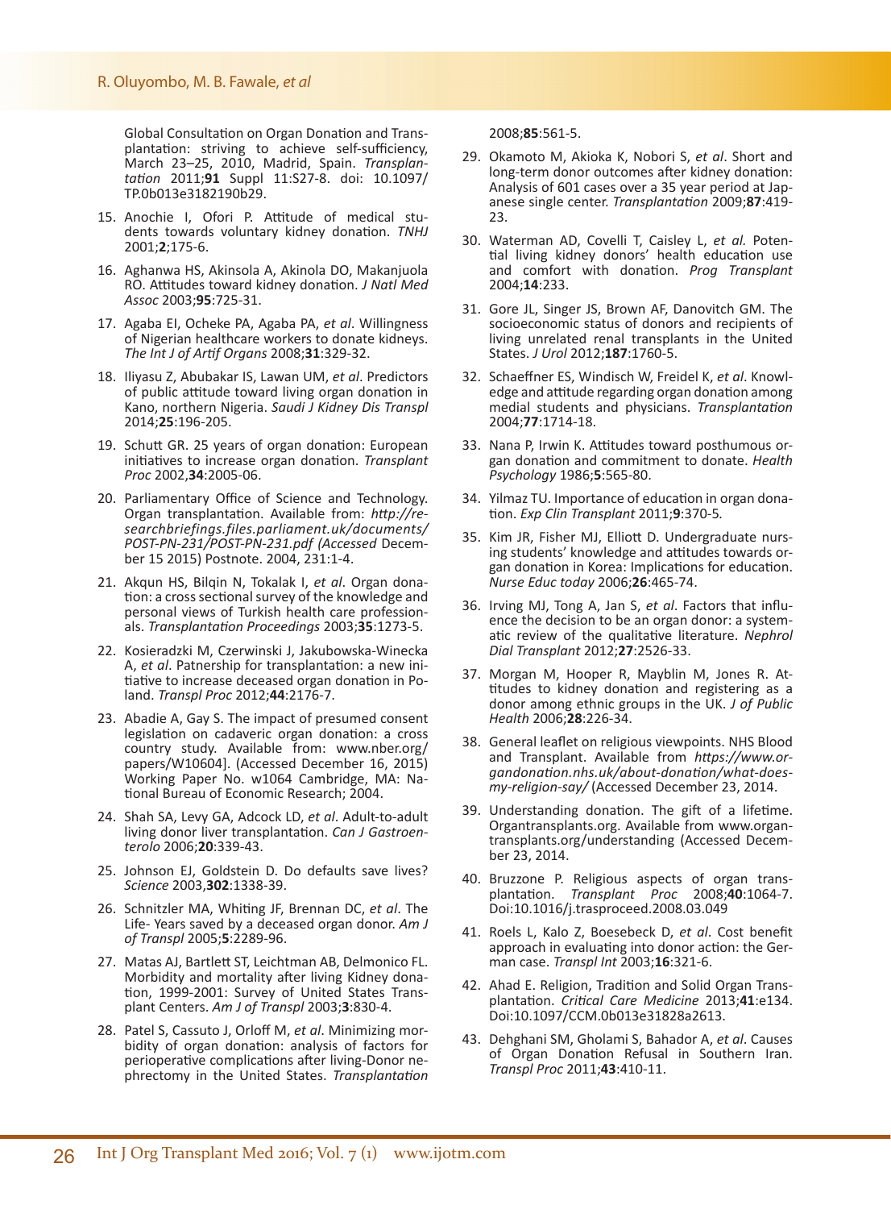Global Consultation on Organ Donation and Transplantation: striving to achieve self-sufficiency, March 23–25, 2010, Madrid, Spain. *Transplantation* 2011;**91** Suppl 11:S27-8. doi: 10.1097/TP.0b013e3182190b29.

15. Anochie I, Ofori P. Attitude of medical students towards voluntary kidney donation. *TNHJ* 2001;**2**;175-6.
16. Aghanwa HS, Akinsola A, Akinola DO, Makanjuola RO. Attitudes toward kidney donation. *J Natl Med Assoc* 2003;**95**:725-31.
17. Agaba EI, Ocheke PA, Agaba PA, *et al*. Willingness of Nigerian healthcare workers to donate kidneys. *The Int J of Artif Organs* 2008;**31**:329-32.
18. Iliyasu Z, Abubakar IS, Lawan UM, *et al*. Predictors of public attitude toward living organ donation in Kano, northern Nigeria. *Saudi J Kidney Dis Transpl* 2014;**25**:196-205.
19. Schutt GR. 25 years of organ donation: European initiatives to increase organ donation. *Transplant Proc* 2002,**34**:2005-06.
20. Parliamentary Office of Science and Technology. Organ transplantation. Available from: *http://researchbriefings.files.parliament.uk/documents/POST-PN-231/POST-PN-231.pdf (Accessed* December 15 2015) Postnote. 2004, 231:1-4.
21. Akqun HS, Bilqin N, Tokalak I, *et al*. Organ donation: a cross sectional survey of the knowledge and personal views of Turkish health care professionals. *Transplantation Proceedings* 2003;**35**:1273-5.
22. Kosieradzki M, Czerwinski J, Jakubowska-Winecka A, *et al*. Patnership for transplantation: a new initiative to increase deceased organ donation in Poland. *Transpl Proc* 2012;**44**:2176-7.
23. Abadie A, Gay S. The impact of presumed consent legislation on cadaveric organ donation: a cross country study. Available from: www.nber.org/papers/W10604]. (Accessed December 16, 2015) Working Paper No. w1064 Cambridge, MA: National Bureau of Economic Research; 2004.
24. Shah SA, Levy GA, Adcock LD, *et al*. Adult-to-adult living donor liver transplantation. *Can J Gastroenterolo* 2006;**20**:339-43.
25. Johnson EJ, Goldstein D. Do defaults save lives? *Science* 2003,**302**:1338-39.
26. Schnitzler MA, Whiting JF, Brennan DC, *et al*. The Life- Years saved by a deceased organ donor. *Am J of Transpl* 2005;**5**:2289-96.
27. Matas AJ, Bartlett ST, Leichtman AB, Delmonico FL. Morbidity and mortality after living Kidney donation, 1999-2001: Survey of United States Transplant Centers. *Am J of Transpl* 2003;**3**:830-4.
28. Patel S, Cassuto J, Orloff M, *et al*. Minimizing morbidity of organ donation: analysis of factors for perioperative complications after living-Donor nephrectomy in the United States. *Transplantation* 2008;**85**:561-5.
29. Okamoto M, Akioka K, Nobori S, *et al*. Short and long-term donor outcomes after kidney donation: Analysis of 601 cases over a 35 year period at Japanese single center. *Transplantation* 2009;**87**:419-23.
30. Waterman AD, Covelli T, Caisley L, *et al.* Potential living kidney donors' health education use and comfort with donation. *Prog Transplant* 2004;**14**:233.
31. Gore JL, Singer JS, Brown AF, Danovitch GM. The socioeconomic status of donors and recipients of living unrelated renal transplants in the United States. *J Urol* 2012;**187**:1760-5.
32. Schaeffner ES, Windisch W, Freidel K, *et al*. Knowledge and attitude regarding organ donation among medial students and physicians. *Transplantation* 2004;**77**:1714-18.
33. Nana P, Irwin K. Attitudes toward posthumous organ donation and commitment to donate. *Health Psychology* 1986;**5**:565-80.
34. Yilmaz TU. Importance of education in organ donation. *Exp Clin Transplant* 2011;**9**:370-5*.*
35. Kim JR, Fisher MJ, Elliott D. Undergraduate nursing students' knowledge and attitudes towards organ donation in Korea: Implications for education. *Nurse Educ today* 2006;**26**:465-74.
36. Irving MJ, Tong A, Jan S, *et al*. Factors that influence the decision to be an organ donor: a systematic review of the qualitative literature. *Nephrol Dial Transplant* 2012;**27**:2526-33.
37. Morgan M, Hooper R, Mayblin M, Jones R. Attitudes to kidney donation and registering as a donor among ethnic groups in the UK. *J of Public Health* 2006;**28**:226-34.
38. General leaflet on religious viewpoints. NHS Blood and Transplant. Available from *https://www.organdonation.nhs.uk/about-donation/what-does-my-religion-say/* (Accessed December 23, 2014.
39. Understanding donation. The gift of a lifetime. Organtransplants.org. Available from www.organtransplants.org/understanding (Accessed December 23, 2014.
40. Bruzzone P. Religious aspects of organ transplantation. *Transplant Proc* 2008;**40**:1064-7. Doi:10.1016/j.trasproceed.2008.03.049
41. Roels L, Kalo Z, Boesebeck D, *et al*. Cost benefit approach in evaluating into donor action: the German case. *Transpl Int* 2003;**16**:321-6.
42. Ahad E. Religion, Tradition and Solid Organ Transplantation. *Critical Care Medicine* 2013;**41**:e134. Doi:10.1097/CCM.0b013e31828a2613.
43. Dehghani SM, Gholami S, Bahador A, *et al*. Causes of Organ Donation Refusal in Southern Iran. *Transpl Proc* 2011;**43**:410-11.